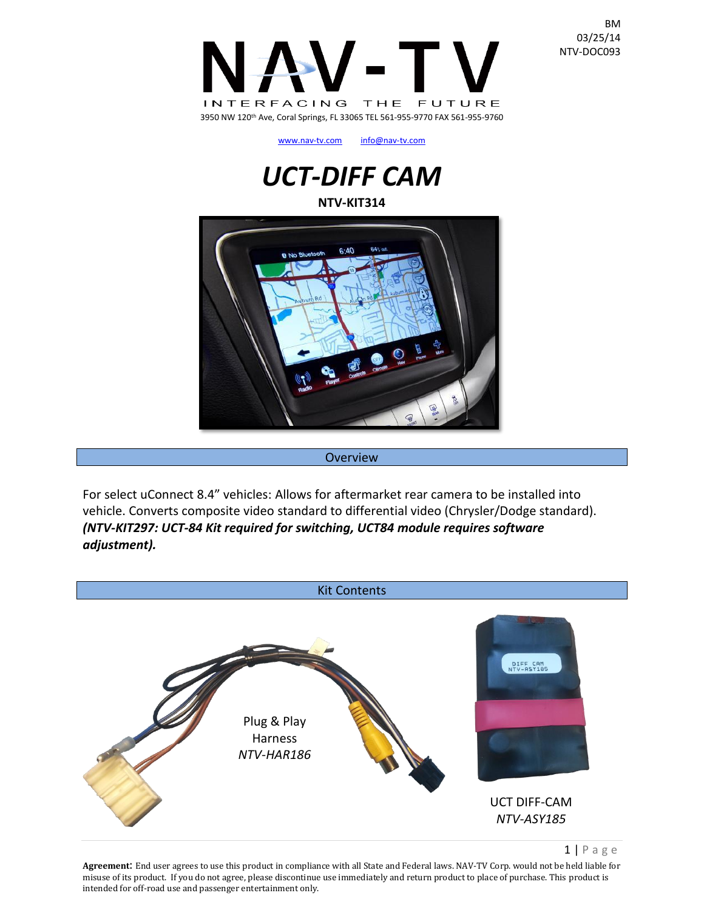BM
03/25/14
NTV-DOC093

# NAV-TV

INTERFACING THE FUTURE

3950 NW 120th Ave, Coral Springs, FL 33065 TEL 561-955-9770 FAX 561-955-9760

www.nav-tv.com info@nav-tv.com

# *UCT-DIFF CAM*

**NTV-KIT314**

## Overview

For select uConnect 8.4" vehicles: Allows for aftermarket rear camera to be installed into vehicle. Converts composite video standard to differential video (Chrysler/Dodge standard). ***(NTV-KIT297: UCT-84 Kit required for switching, UCT84 module requires software adjustment).***

## Kit Contents

Plug & Play Harness
*NTV-HAR186*

UCT DIFF-CAM
*NTV-ASY185*

**Agreement**: End user agrees to use this product in compliance with all State and Federal laws. NAV-TV Corp. would not be held liable for misuse of its product. If you do not agree, please discontinue use immediately and return product to place of purchase. This product is intended for off-road use and passenger entertainment only.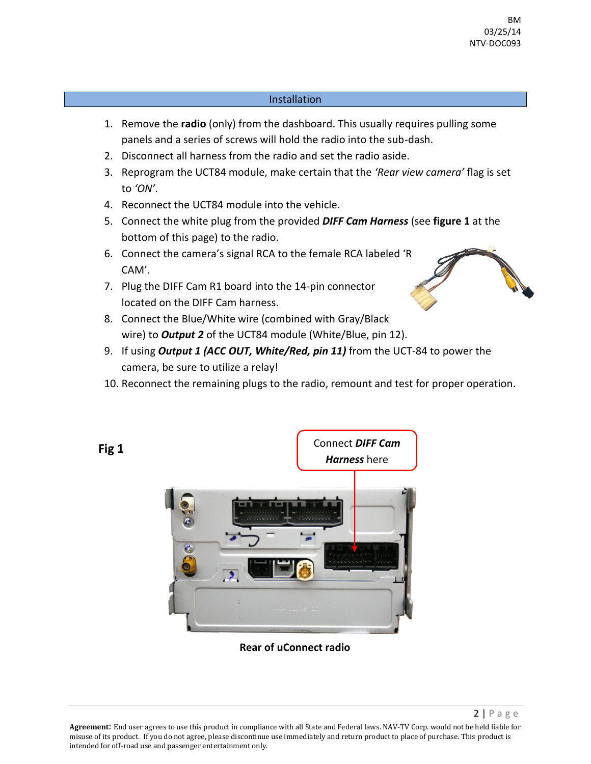## Installation

1. Remove the **radio** (only) from the dashboard. This usually requires pulling some panels and a series of screws will hold the radio into the sub-dash.
2. Disconnect all harness from the radio and set the radio aside.
3. Reprogram the UCT84 module, make certain that the *'Rear view camera'* flag is set to *'ON'*.
4. Reconnect the UCT84 module into the vehicle.
5. Connect the white plug from the provided ***DIFF Cam Harness*** (see **figure 1** at the bottom of this page) to the radio.
6. Connect the camera's signal RCA to the female RCA labeled 'R CAM'.
7. Plug the DIFF Cam R1 board into the 14-pin connector located on the DIFF Cam harness.
8. Connect the Blue/White wire (combined with Gray/Black wire) to ***Output 2*** of the UCT84 module (White/Blue, pin 12).
9. If using ***Output 1 (ACC OUT, White/Red, pin 11)*** from the UCT-84 to power the camera, be sure to utilize a relay!
10. Reconnect the remaining plugs to the radio, remount and test for proper operation.

**Fig 1**

Connect ***DIFF Cam Harness*** here

**Rear of uConnect radio**

**Agreement**: End user agrees to use this product in compliance with all State and Federal laws. NAV-TV Corp. would not be held liable for misuse of its product. If you do not agree, please discontinue use immediately and return product to place of purchase. This product is intended for off-road use and passenger entertainment only.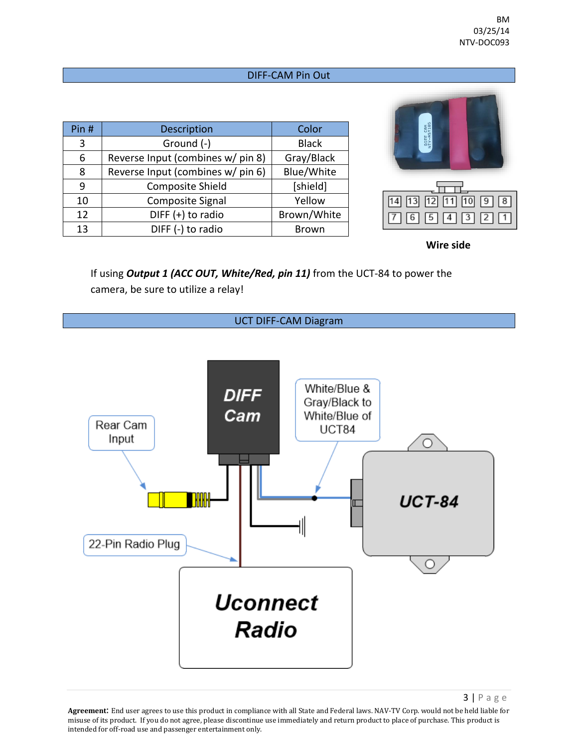BM
03/25/14
NTV-DOC093

## DIFF-CAM Pin Out

| Pin # | Description | Color |
|---|---|---|
| 3 | Ground (-) | Black |
| 6 | Reverse Input (combines w/ pin 8) | Gray/Black |
| 8 | Reverse Input (combines w/ pin 6) | Blue/White |
| 9 | Composite Shield | [shield] |
| 10 | Composite Signal | Yellow |
| 12 | DIFF (+) to radio | Brown/White |
| 13 | DIFF (-) to radio | Brown |

**Wire side**

If using ***Output 1 (ACC OUT, White/Red, pin 11)*** from the UCT-84 to power the camera, be sure to utilize a relay!

## UCT DIFF-CAM Diagram

DIFF Cam

Rear Cam Input

White/Blue & Gray/Black to White/Blue of UCT84

UCT-84

22-Pin Radio Plug

Uconnect Radio

**Agreement:** End user agrees to use this product in compliance with all State and Federal laws. NAV-TV Corp. would not be held liable for misuse of its product. If you do not agree, please discontinue use immediately and return product to place of purchase. This product is intended for off-road use and passenger entertainment only.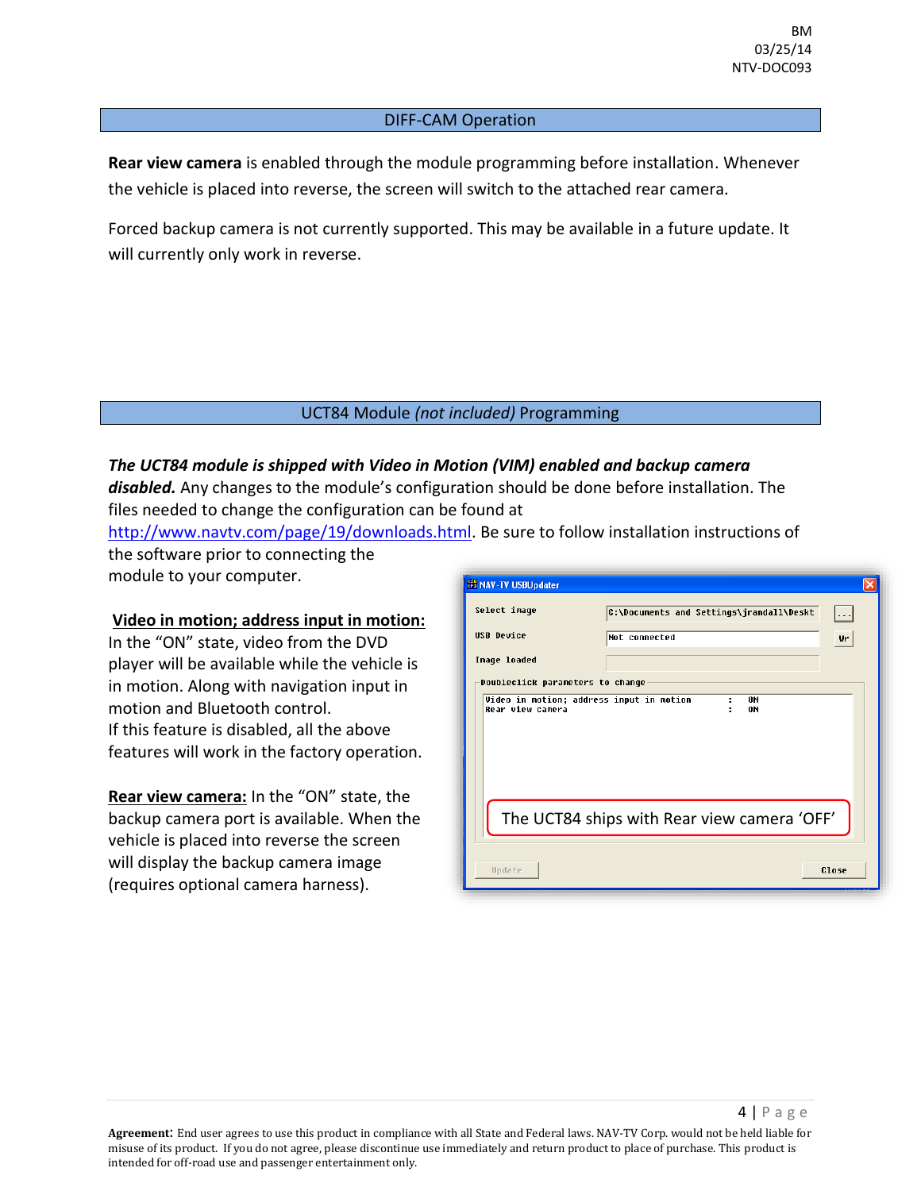## DIFF-CAM Operation

**Rear view camera** is enabled through the module programming before installation. Whenever the vehicle is placed into reverse, the screen will switch to the attached rear camera.

Forced backup camera is not currently supported. This may be available in a future update. It will currently only work in reverse.

## UCT84 Module *(not included)* Programming

***The UCT84 module is shipped with Video in Motion (VIM) enabled and backup camera disabled.*** Any changes to the module's configuration should be done before installation. The files needed to change the configuration can be found at http://www.navtv.com/page/19/downloads.html. Be sure to follow installation instructions of the software prior to connecting the module to your computer.

**Video in motion; address input in motion:** In the "ON" state, video from the DVD player will be available while the vehicle is in motion. Along with navigation input in motion and Bluetooth control. If this feature is disabled, all the above features will work in the factory operation.

**Rear view camera:** In the "ON" state, the backup camera port is available. When the vehicle is placed into reverse the screen will display the backup camera image (requires optional camera harness).

NAV-TV USBUpdater

Select image: C:\Documents and Settings\jrandall\Deskt

USB Device: Not connected

Image loaded

Doubleclick parameters to change

Video in motion; address input in motion : ON
Rear view camera : ON

The UCT84 ships with Rear view camera 'OFF'

Update

Close

**Agreement**: End user agrees to use this product in compliance with all State and Federal laws. NAV-TV Corp. would not be held liable for misuse of its product. If you do not agree, please discontinue use immediately and return product to place of purchase. This product is intended for off-road use and passenger entertainment only.